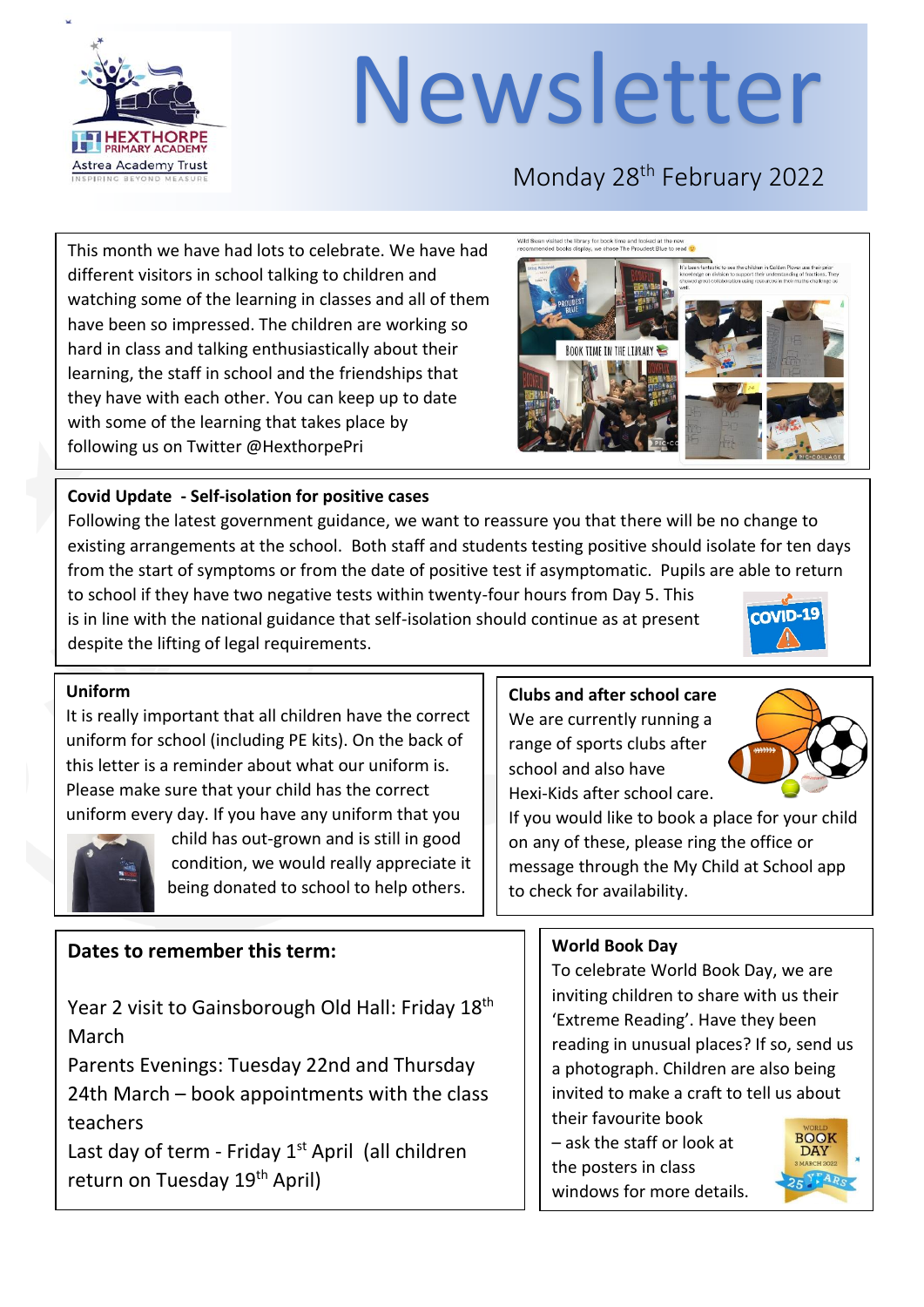# Newsletter

Monday 28th February 2022

This month we have had lots to celebrate. We have had different visitors in school talking to children and watching some of the learning in classes and all of them have been so impressed. The children are working so hard in class and talking enthusiastically about their learning, the staff in school and the friendships that they have with each other. You can keep up to date with some of the learning that takes place by following us on Twitter @HexthorpePri

**Covid Update - Self-isolation for positive cases**

Following the latest government guidance, we want to reassure you that there will be no change to existing arrangements at the school. Both staff and students testing positive should isolate for ten days from the start of symptoms or from the date of positive test if asymptomatic. Pupils are able to return to school if they have two negative tests within twenty-four hours from Day 5. This is in line with the national guidance that self-isolation should continue as at present despite the lifting of legal requirements.

**Uniform**

It is really important that all children have the correct uniform for school (including PE kits). On the back of this letter is a reminder about what our uniform is. Please make sure that your child has the correct uniform every day. If you have any uniform that you child has out-grown and is still in good condition, we would really appreciate it being donated to school to help others.

**Clubs and after school care**

We are currently running a range of sports clubs after school and also have Hexi-Kids after school care. If you would like to book a place for your child on any of these, please ring the office or message through the My Child at School app to check for availability.

## Dates to remember this term:

Year 2 visit to Gainsborough Old Hall: Friday 18th March

Parents Evenings: Tuesday 22nd and Thursday 24th March – book appointments with the class teachers

Last day of term - Friday 1st April (all children return on Tuesday 19th April)

**World Book Day**

To celebrate World Book Day, we are inviting children to share with us their 'Extreme Reading'. Have they been reading in unusual places? If so, send us a photograph. Children are also being invited to make a craft to tell us about their favourite book – ask the staff or look at the posters in class windows for more details.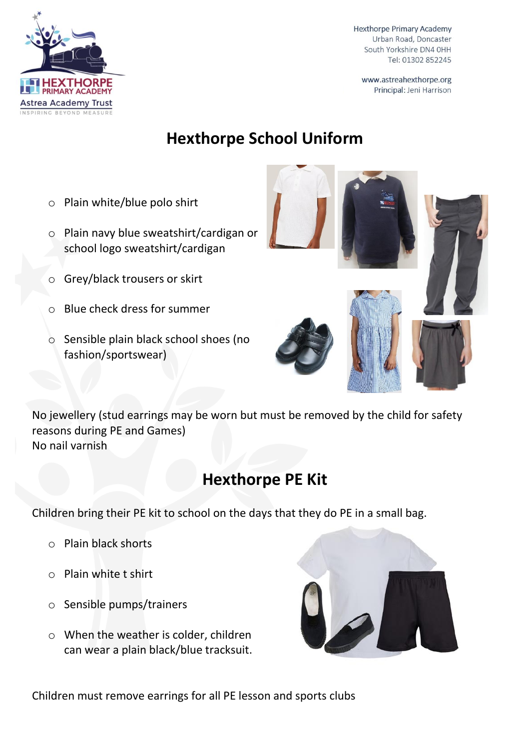Hexthorpe Primary Academy
Urban Road, Doncaster
South Yorkshire DN4 0HH
Tel: 01302 852245

www.astreahexthorpe.org
Principal: Jeni Harrison

# Hexthorpe School Uniform

- Plain white/blue polo shirt
- Plain navy blue sweatshirt/cardigan or school logo sweatshirt/cardigan
- Grey/black trousers or skirt
- Blue check dress for summer
- Sensible plain black school shoes (no fashion/sportswear)

No jewellery (stud earrings may be worn but must be removed by the child for safety reasons during PE and Games)
No nail varnish

# Hexthorpe PE Kit

Children bring their PE kit to school on the days that they do PE in a small bag.

- Plain black shorts
- Plain white t shirt
- Sensible pumps/trainers
- When the weather is colder, children can wear a plain black/blue tracksuit.

Children must remove earrings for all PE lesson and sports clubs